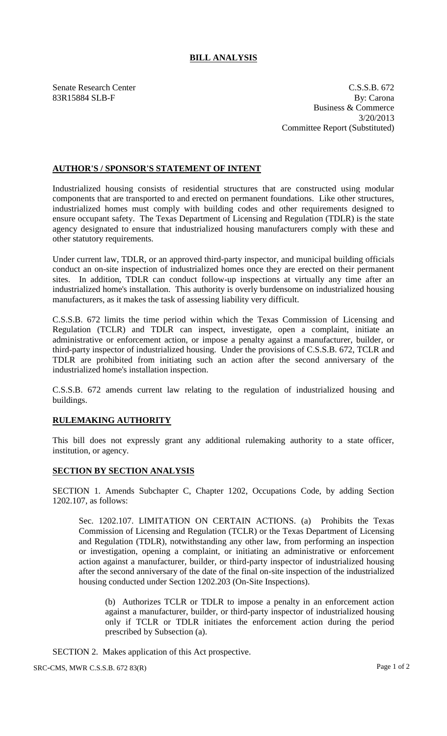# BILL ANALYSIS

Senate Research Center
83R15884 SLB-F

C.S.S.B. 672
By: Carona
Business & Commerce
3/20/2013
Committee Report (Substituted)

## AUTHOR'S / SPONSOR'S STATEMENT OF INTENT

Industrialized housing consists of residential structures that are constructed using modular components that are transported to and erected on permanent foundations. Like other structures, industrialized homes must comply with building codes and other requirements designed to ensure occupant safety. The Texas Department of Licensing and Regulation (TDLR) is the state agency designated to ensure that industrialized housing manufacturers comply with these and other statutory requirements.

Under current law, TDLR, or an approved third-party inspector, and municipal building officials conduct an on-site inspection of industrialized homes once they are erected on their permanent sites. In addition, TDLR can conduct follow-up inspections at virtually any time after an industrialized home's installation. This authority is overly burdensome on industrialized housing manufacturers, as it makes the task of assessing liability very difficult.

C.S.S.B. 672 limits the time period within which the Texas Commission of Licensing and Regulation (TCLR) and TDLR can inspect, investigate, open a complaint, initiate an administrative or enforcement action, or impose a penalty against a manufacturer, builder, or third-party inspector of industrialized housing. Under the provisions of C.S.S.B. 672, TCLR and TDLR are prohibited from initiating such an action after the second anniversary of the industrialized home's installation inspection.

C.S.S.B. 672 amends current law relating to the regulation of industrialized housing and buildings.

## RULEMAKING AUTHORITY

This bill does not expressly grant any additional rulemaking authority to a state officer, institution, or agency.

## SECTION BY SECTION ANALYSIS

SECTION 1. Amends Subchapter C, Chapter 1202, Occupations Code, by adding Section 1202.107, as follows:

Sec. 1202.107. LIMITATION ON CERTAIN ACTIONS. (a) Prohibits the Texas Commission of Licensing and Regulation (TCLR) or the Texas Department of Licensing and Regulation (TDLR), notwithstanding any other law, from performing an inspection or investigation, opening a complaint, or initiating an administrative or enforcement action against a manufacturer, builder, or third-party inspector of industrialized housing after the second anniversary of the date of the final on-site inspection of the industrialized housing conducted under Section 1202.203 (On-Site Inspections).

(b) Authorizes TCLR or TDLR to impose a penalty in an enforcement action against a manufacturer, builder, or third-party inspector of industrialized housing only if TCLR or TDLR initiates the enforcement action during the period prescribed by Subsection (a).

SECTION 2. Makes application of this Act prospective.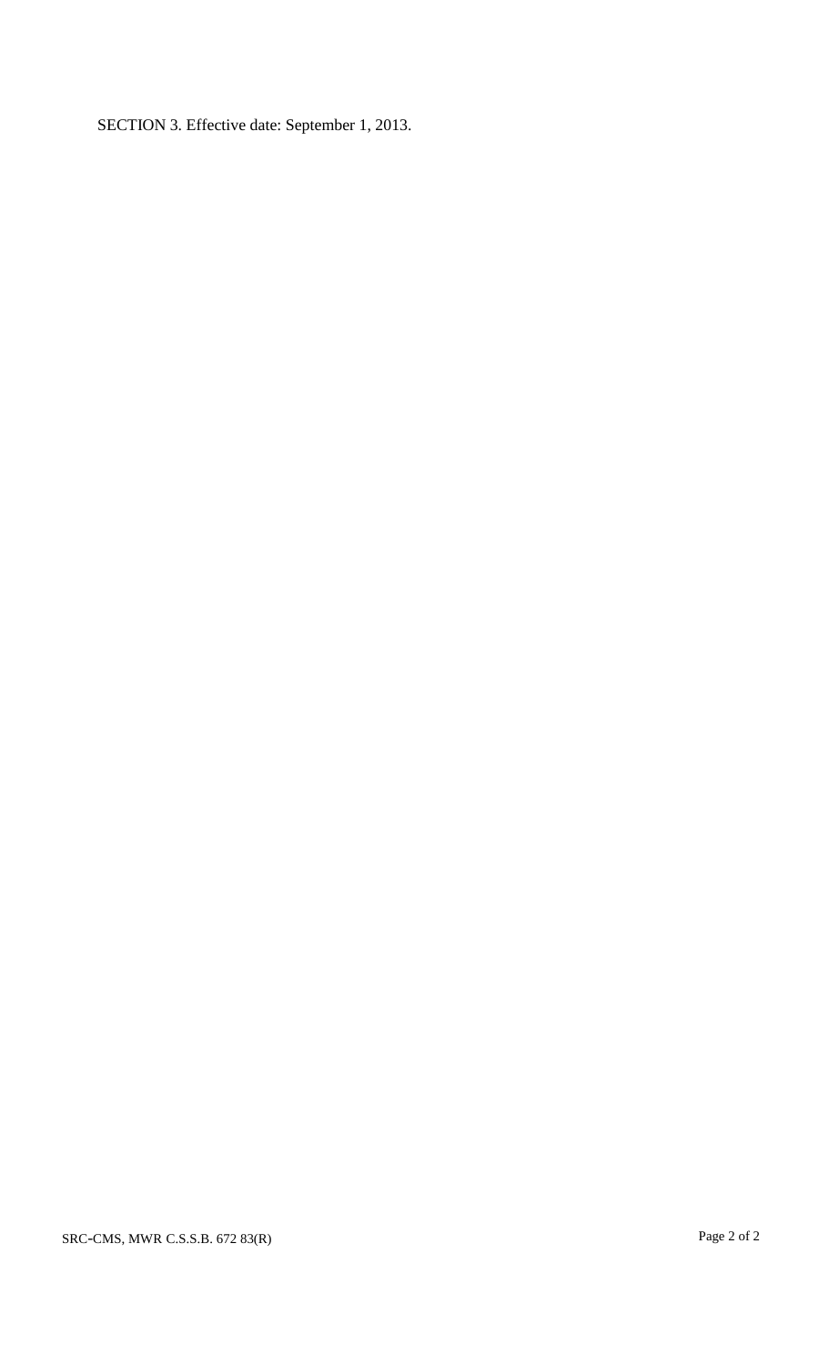SECTION 3. Effective date: September 1, 2013.